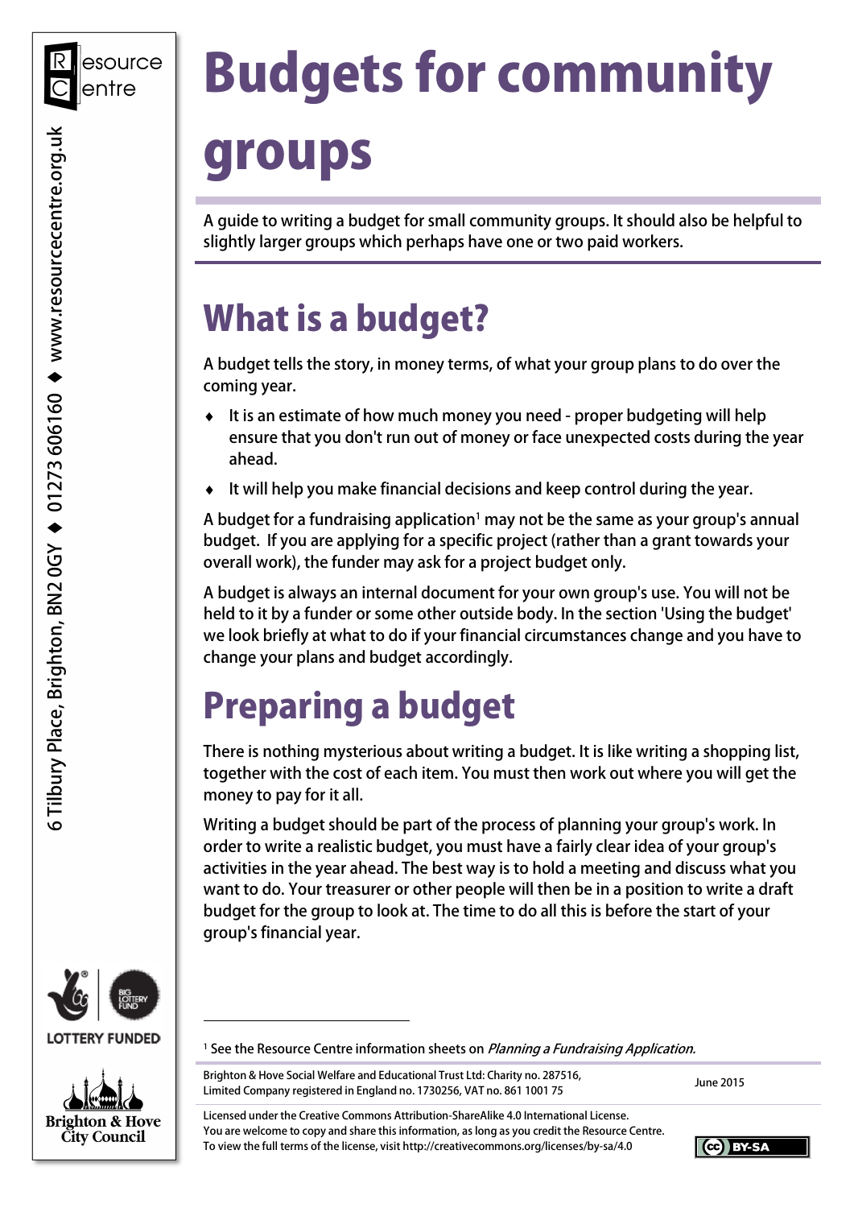# Budgets for community groups

A guide to writing a budget for small community groups. It should also be helpful to slightly larger groups which perhaps have one or two paid workers.

## What is a budget?

A budget tells the story, in money terms, of what your group plans to do over the coming year.

- It is an estimate of how much money you need - proper budgeting will help ensure that you don't run out of money or face unexpected costs during the year ahead.
- It will help you make financial decisions and keep control during the year.

A budget for a fundraising application[1] may not be the same as your group's annual budget. If you are applying for a specific project (rather than a grant towards your overall work), the funder may ask for a project budget only.

A budget is always an internal document for your own group's use. You will not be held to it by a funder or some other outside body. In the section 'Using the budget' we look briefly at what to do if your financial circumstances change and you have to change your plans and budget accordingly.

## Preparing a budget

There is nothing mysterious about writing a budget. It is like writing a shopping list, together with the cost of each item. You must then work out where you will get the money to pay for it all.

Writing a budget should be part of the process of planning your group's work. In order to write a realistic budget, you must have a fairly clear idea of your group's activities in the year ahead. The best way is to hold a meeting and discuss what you want to do. Your treasurer or other people will then be in a position to write a draft budget for the group to look at. The time to do all this is before the start of your group's financial year.

---

[1] See the Resource Centre information sheets on *Planning a Fundraising Application.*

Brighton & Hove Social Welfare and Educational Trust Ltd: Charity no. 287516, Limited Company registered in England no. 1730256, VAT no. 861 1001 75

June 2015

Licensed under the Creative Commons Attribution-ShareAlike 4.0 International License. You are welcome to copy and share this information, as long as you credit the Resource Centre. To view the full terms of the license, visit http://creativecommons.org/licenses/by-sa/4.0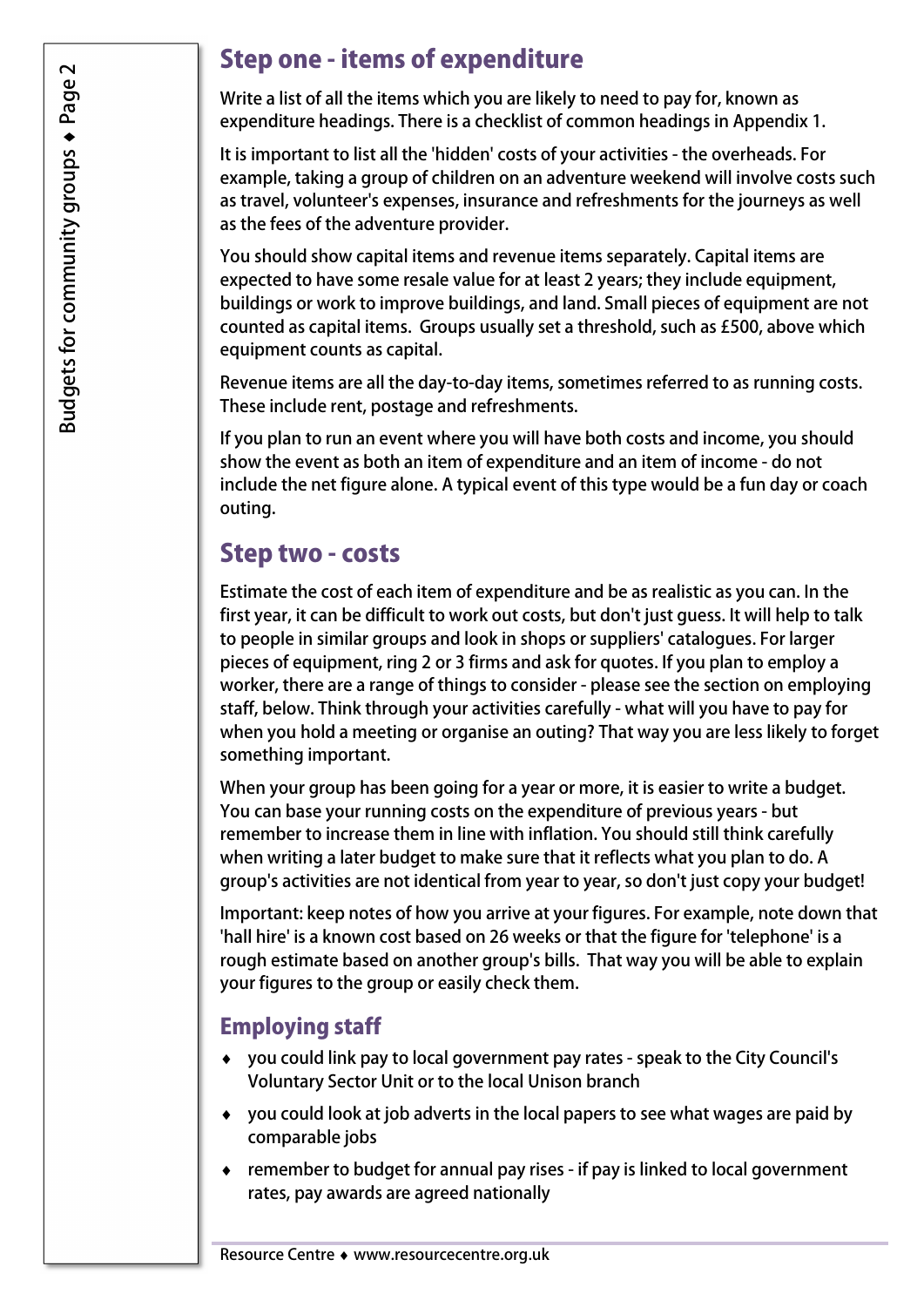## Step one - items of expenditure

Write a list of all the items which you are likely to need to pay for, known as expenditure headings. There is a checklist of common headings in Appendix 1.

It is important to list all the 'hidden' costs of your activities - the overheads. For example, taking a group of children on an adventure weekend will involve costs such as travel, volunteer's expenses, insurance and refreshments for the journeys as well as the fees of the adventure provider.

You should show capital items and revenue items separately. Capital items are expected to have some resale value for at least 2 years; they include equipment, buildings or work to improve buildings, and land. Small pieces of equipment are not counted as capital items. Groups usually set a threshold, such as £500, above which equipment counts as capital.

Revenue items are all the day-to-day items, sometimes referred to as running costs. These include rent, postage and refreshments.

If you plan to run an event where you will have both costs and income, you should show the event as both an item of expenditure and an item of income - do not include the net figure alone. A typical event of this type would be a fun day or coach outing.

## Step two - costs

Estimate the cost of each item of expenditure and be as realistic as you can. In the first year, it can be difficult to work out costs, but don't just guess. It will help to talk to people in similar groups and look in shops or suppliers' catalogues. For larger pieces of equipment, ring 2 or 3 firms and ask for quotes. If you plan to employ a worker, there are a range of things to consider - please see the section on employing staff, below. Think through your activities carefully - what will you have to pay for when you hold a meeting or organise an outing? That way you are less likely to forget something important.

When your group has been going for a year or more, it is easier to write a budget. You can base your running costs on the expenditure of previous years - but remember to increase them in line with inflation. You should still think carefully when writing a later budget to make sure that it reflects what you plan to do. A group's activities are not identical from year to year, so don't just copy your budget!

Important: keep notes of how you arrive at your figures. For example, note down that 'hall hire' is a known cost based on 26 weeks or that the figure for 'telephone' is a rough estimate based on another group's bills. That way you will be able to explain your figures to the group or easily check them.

### Employing staff

- you could link pay to local government pay rates - speak to the City Council's Voluntary Sector Unit or to the local Unison branch
- you could look at job adverts in the local papers to see what wages are paid by comparable jobs
- remember to budget for annual pay rises - if pay is linked to local government rates, pay awards are agreed nationally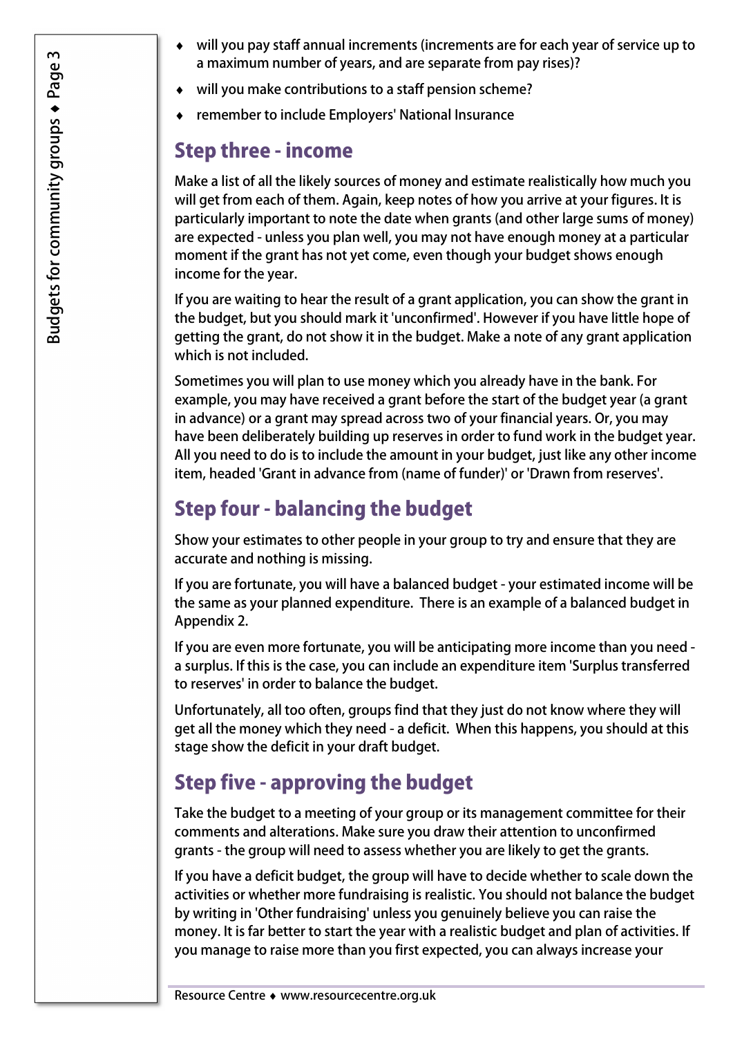- will you pay staff annual increments (increments are for each year of service up to a maximum number of years, and are separate from pay rises)?
- will you make contributions to a staff pension scheme?
- remember to include Employers' National Insurance

## Step three - income

Make a list of all the likely sources of money and estimate realistically how much you will get from each of them. Again, keep notes of how you arrive at your figures. It is particularly important to note the date when grants (and other large sums of money) are expected - unless you plan well, you may not have enough money at a particular moment if the grant has not yet come, even though your budget shows enough income for the year.

If you are waiting to hear the result of a grant application, you can show the grant in the budget, but you should mark it 'unconfirmed'. However if you have little hope of getting the grant, do not show it in the budget. Make a note of any grant application which is not included.

Sometimes you will plan to use money which you already have in the bank. For example, you may have received a grant before the start of the budget year (a grant in advance) or a grant may spread across two of your financial years. Or, you may have been deliberately building up reserves in order to fund work in the budget year. All you need to do is to include the amount in your budget, just like any other income item, headed 'Grant in advance from (name of funder)' or 'Drawn from reserves'.

## Step four - balancing the budget

Show your estimates to other people in your group to try and ensure that they are accurate and nothing is missing.

If you are fortunate, you will have a balanced budget - your estimated income will be the same as your planned expenditure. There is an example of a balanced budget in Appendix 2.

If you are even more fortunate, you will be anticipating more income than you need - a surplus. If this is the case, you can include an expenditure item 'Surplus transferred to reserves' in order to balance the budget.

Unfortunately, all too often, groups find that they just do not know where they will get all the money which they need - a deficit. When this happens, you should at this stage show the deficit in your draft budget.

## Step five - approving the budget

Take the budget to a meeting of your group or its management committee for their comments and alterations. Make sure you draw their attention to unconfirmed grants - the group will need to assess whether you are likely to get the grants.

If you have a deficit budget, the group will have to decide whether to scale down the activities or whether more fundraising is realistic. You should not balance the budget by writing in 'Other fundraising' unless you genuinely believe you can raise the money. It is far better to start the year with a realistic budget and plan of activities. If you manage to raise more than you first expected, you can always increase your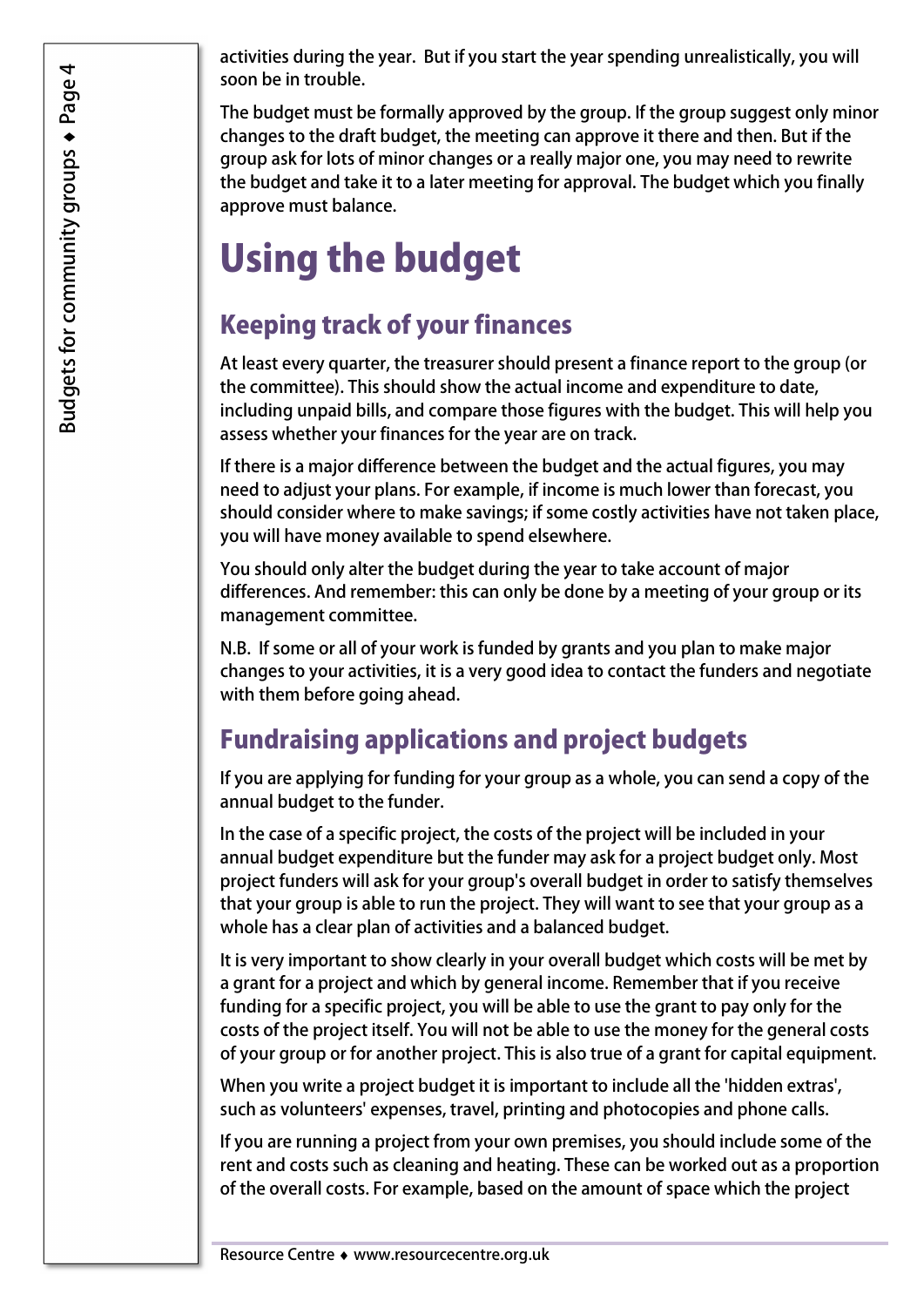activities during the year. But if you start the year spending unrealistically, you will soon be in trouble.

The budget must be formally approved by the group. If the group suggest only minor changes to the draft budget, the meeting can approve it there and then. But if the group ask for lots of minor changes or a really major one, you may need to rewrite the budget and take it to a later meeting for approval. The budget which you finally approve must balance.

# Using the budget

## Keeping track of your finances

At least every quarter, the treasurer should present a finance report to the group (or the committee). This should show the actual income and expenditure to date, including unpaid bills, and compare those figures with the budget. This will help you assess whether your finances for the year are on track.

If there is a major difference between the budget and the actual figures, you may need to adjust your plans. For example, if income is much lower than forecast, you should consider where to make savings; if some costly activities have not taken place, you will have money available to spend elsewhere.

You should only alter the budget during the year to take account of major differences. And remember: this can only be done by a meeting of your group or its management committee.

N.B. If some or all of your work is funded by grants and you plan to make major changes to your activities, it is a very good idea to contact the funders and negotiate with them before going ahead.

## Fundraising applications and project budgets

If you are applying for funding for your group as a whole, you can send a copy of the annual budget to the funder.

In the case of a specific project, the costs of the project will be included in your annual budget expenditure but the funder may ask for a project budget only. Most project funders will ask for your group's overall budget in order to satisfy themselves that your group is able to run the project. They will want to see that your group as a whole has a clear plan of activities and a balanced budget.

It is very important to show clearly in your overall budget which costs will be met by a grant for a project and which by general income. Remember that if you receive funding for a specific project, you will be able to use the grant to pay only for the costs of the project itself. You will not be able to use the money for the general costs of your group or for another project. This is also true of a grant for capital equipment.

When you write a project budget it is important to include all the 'hidden extras', such as volunteers' expenses, travel, printing and photocopies and phone calls.

If you are running a project from your own premises, you should include some of the rent and costs such as cleaning and heating. These can be worked out as a proportion of the overall costs. For example, based on the amount of space which the project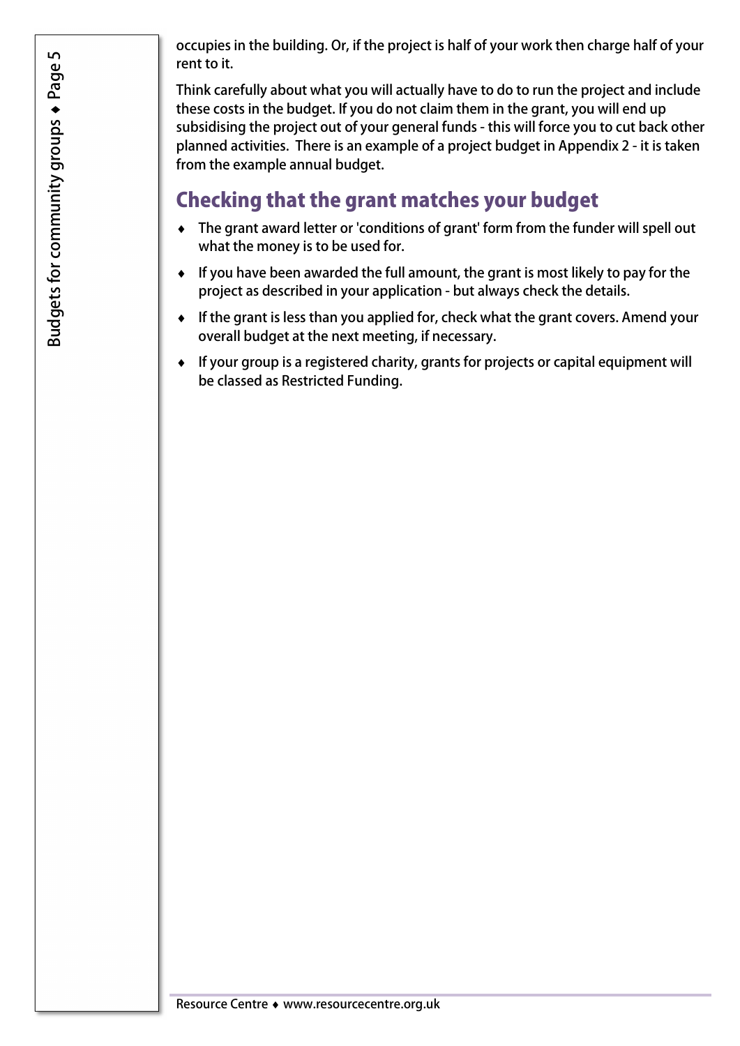occupies in the building. Or, if the project is half of your work then charge half of your rent to it.

Think carefully about what you will actually have to do to run the project and include these costs in the budget. If you do not claim them in the grant, you will end up subsidising the project out of your general funds - this will force you to cut back other planned activities. There is an example of a project budget in Appendix 2 - it is taken from the example annual budget.

## Checking that the grant matches your budget

- The grant award letter or 'conditions of grant' form from the funder will spell out what the money is to be used for.
- If you have been awarded the full amount, the grant is most likely to pay for the project as described in your application - but always check the details.
- If the grant is less than you applied for, check what the grant covers. Amend your overall budget at the next meeting, if necessary.
- If your group is a registered charity, grants for projects or capital equipment will be classed as Restricted Funding.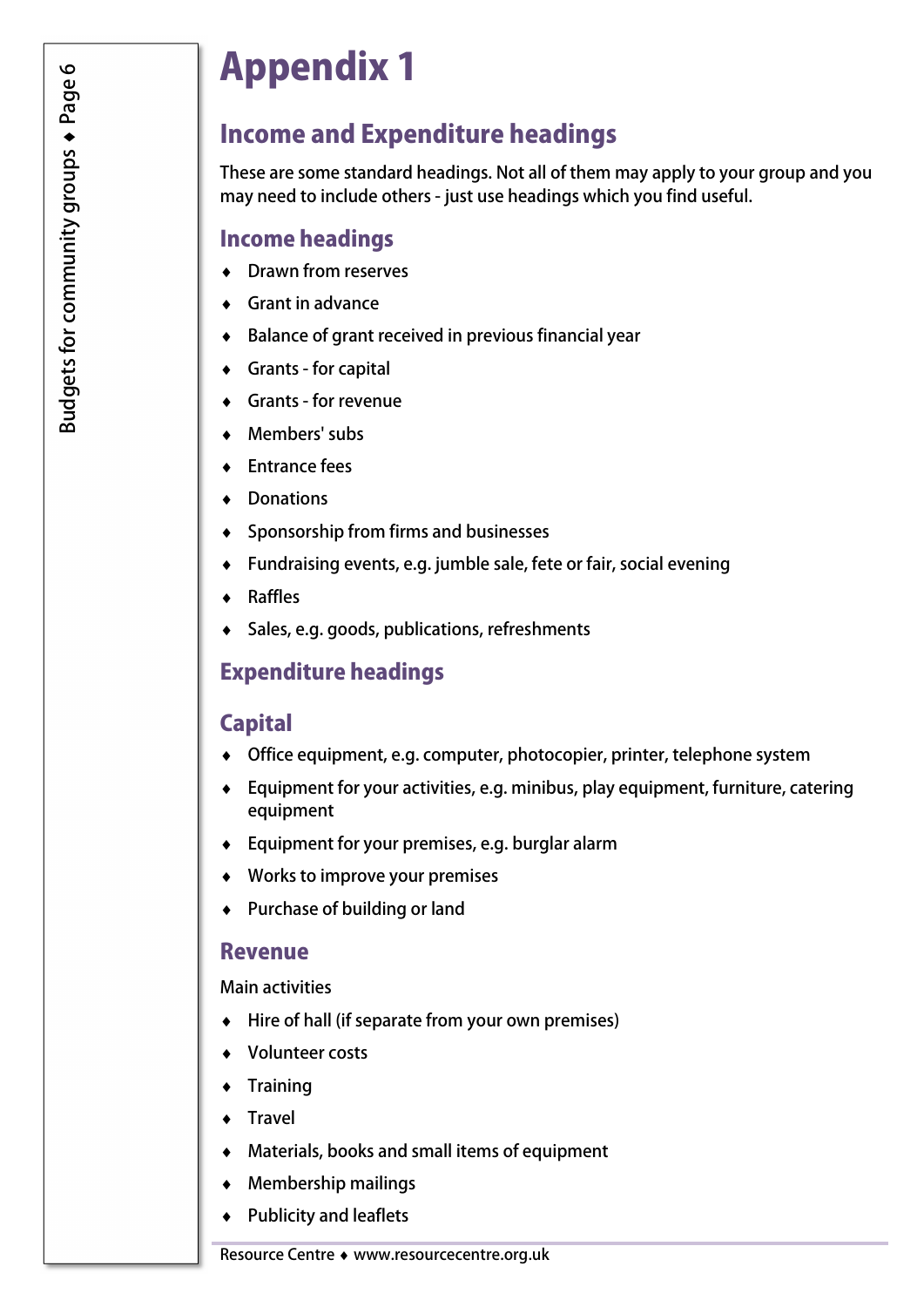# Appendix 1

## Income and Expenditure headings

These are some standard headings. Not all of them may apply to your group and you may need to include others - just use headings which you find useful.

### Income headings

- Drawn from reserves
- Grant in advance
- Balance of grant received in previous financial year
- Grants - for capital
- Grants - for revenue
- Members' subs
- Entrance fees
- Donations
- Sponsorship from firms and businesses
- Fundraising events, e.g. jumble sale, fete or fair, social evening
- Raffles
- Sales, e.g. goods, publications, refreshments

### Expenditure headings

### Capital

- Office equipment, e.g. computer, photocopier, printer, telephone system
- Equipment for your activities, e.g. minibus, play equipment, furniture, catering equipment
- Equipment for your premises, e.g. burglar alarm
- Works to improve your premises
- Purchase of building or land

### Revenue

Main activities

- Hire of hall (if separate from your own premises)
- Volunteer costs
- Training
- Travel
- Materials, books and small items of equipment
- Membership mailings
- Publicity and leaflets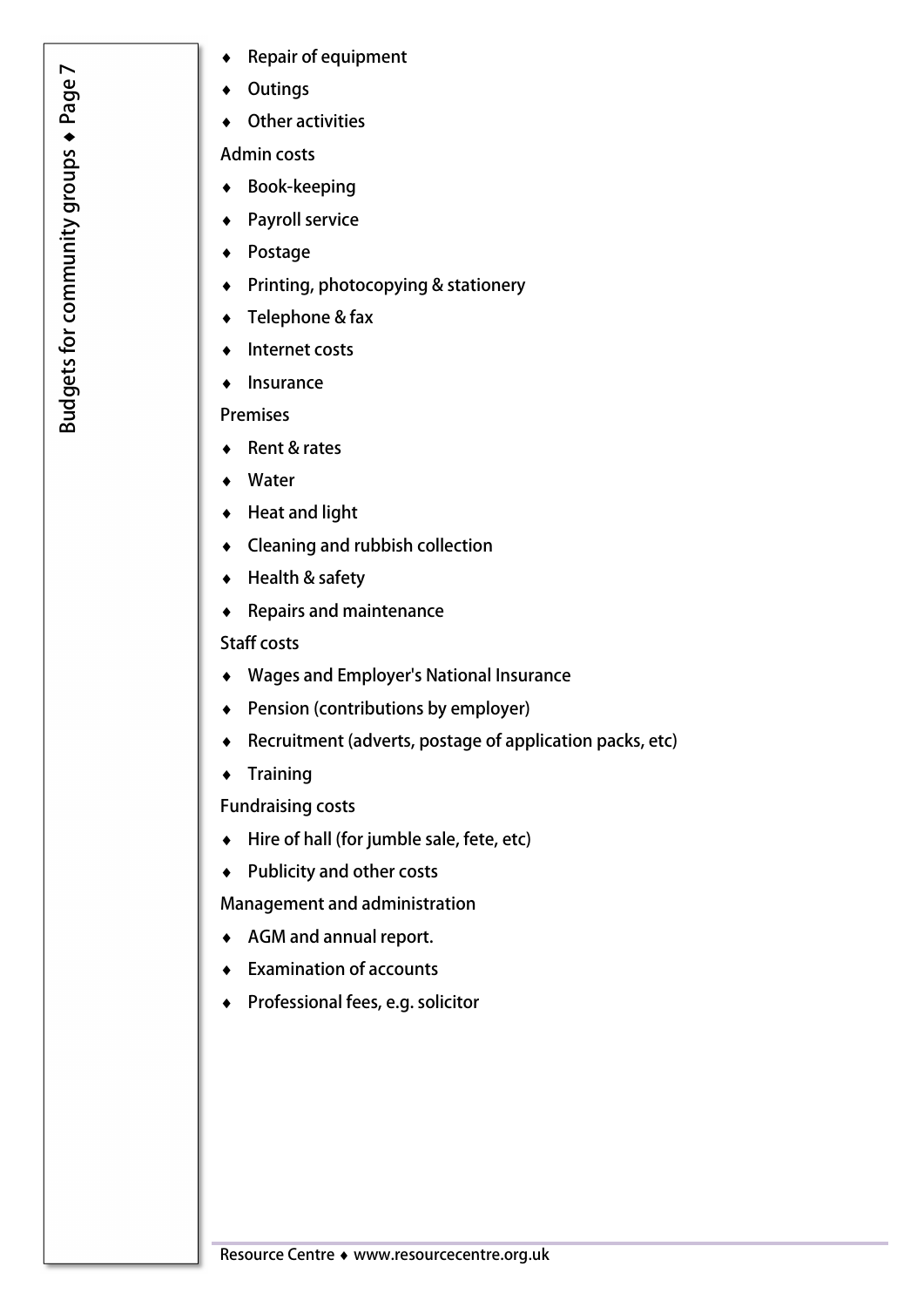- Repair of equipment
- Outings
- Other activities

Admin costs

- Book-keeping
- Payroll service
- Postage
- Printing, photocopying & stationery
- Telephone & fax
- Internet costs
- Insurance

Premises

- Rent & rates
- Water
- Heat and light
- Cleaning and rubbish collection
- Health & safety
- Repairs and maintenance

Staff costs

- Wages and Employer's National Insurance
- Pension (contributions by employer)
- Recruitment (adverts, postage of application packs, etc)
- Training

Fundraising costs

- Hire of hall (for jumble sale, fete, etc)
- Publicity and other costs

Management and administration

- AGM and annual report.
- Examination of accounts
- Professional fees, e.g. solicitor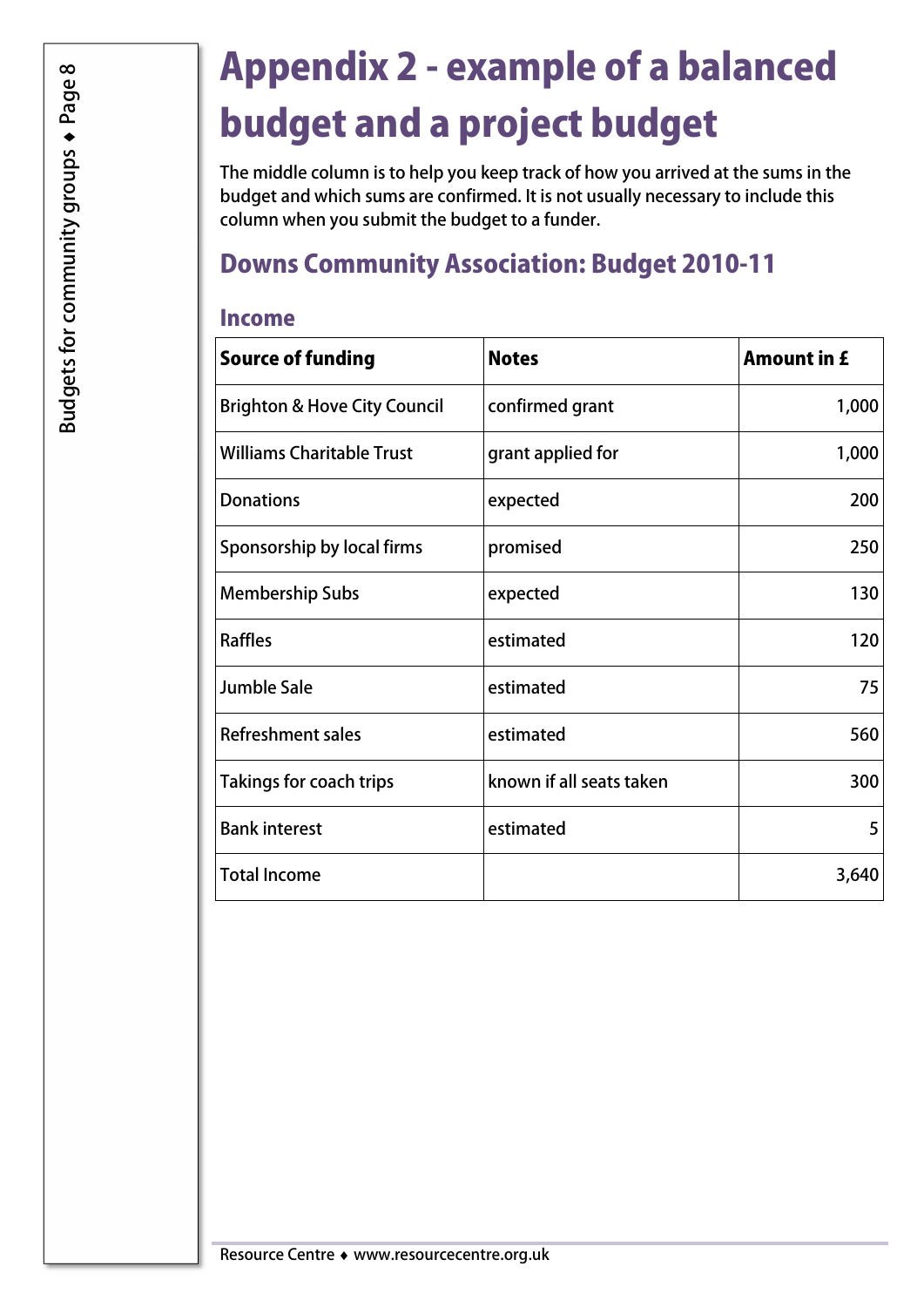# Appendix 2 - example of a balanced budget and a project budget

The middle column is to help you keep track of how you arrived at the sums in the budget and which sums are confirmed. It is not usually necessary to include this column when you submit the budget to a funder.

## Downs Community Association: Budget 2010-11

### Income

| **Source of funding** | **Notes** | **Amount in £** |
|---|---|---:|
| Brighton & Hove City Council | confirmed grant | 1,000 |
| Williams Charitable Trust | grant applied for | 1,000 |
| Donations | expected | 200 |
| Sponsorship by local firms | promised | 250 |
| Membership Subs | expected | 130 |
| Raffles | estimated | 120 |
| Jumble Sale | estimated | 75 |
| Refreshment sales | estimated | 560 |
| Takings for coach trips | known if all seats taken | 300 |
| Bank interest | estimated | 5 |
| Total Income | | 3,640 |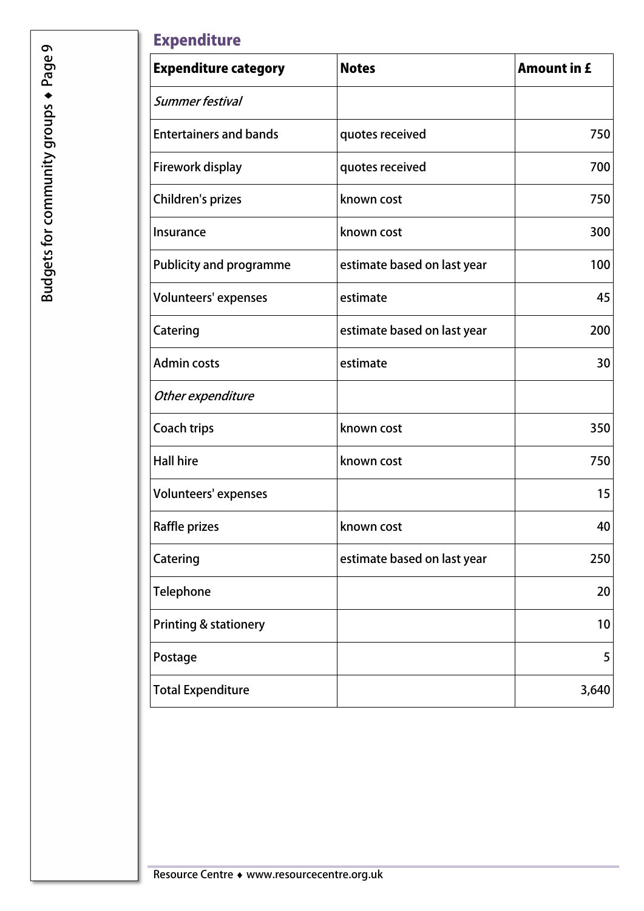## Expenditure

| Expenditure category | Notes | Amount in £ |
|---|---|---|
| *Summer festival* | | |
| Entertainers and bands | quotes received | 750 |
| Firework display | quotes received | 700 |
| Children's prizes | known cost | 750 |
| Insurance | known cost | 300 |
| Publicity and programme | estimate based on last year | 100 |
| Volunteers' expenses | estimate | 45 |
| Catering | estimate based on last year | 200 |
| Admin costs | estimate | 30 |
| *Other expenditure* | | |
| Coach trips | known cost | 350 |
| Hall hire | known cost | 750 |
| Volunteers' expenses | | 15 |
| Raffle prizes | known cost | 40 |
| Catering | estimate based on last year | 250 |
| Telephone | | 20 |
| Printing & stationery | | 10 |
| Postage | | 5 |
| Total Expenditure | | 3,640 |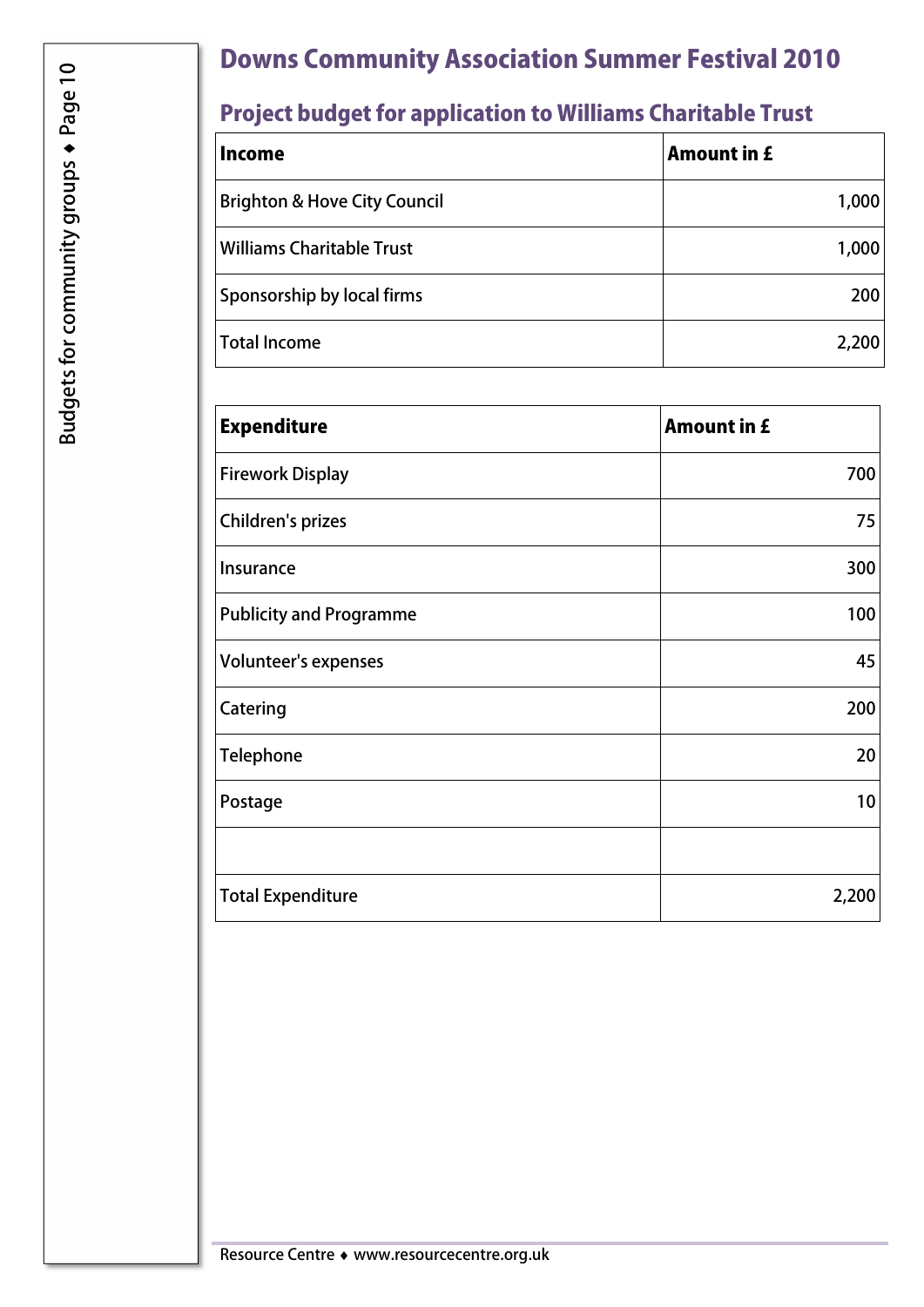# Downs Community Association Summer Festival 2010

## Project budget for application to Williams Charitable Trust

| **Income** | **Amount in £** |
|---|---|
| Brighton & Hove City Council | 1,000 |
| Williams Charitable Trust | 1,000 |
| Sponsorship by local firms | 200 |
| Total Income | 2,200 |

| **Expenditure** | **Amount in £** |
|---|---|
| Firework Display | 700 |
| Children's prizes | 75 |
| Insurance | 300 |
| Publicity and Programme | 100 |
| Volunteer's expenses | 45 |
| Catering | 200 |
| Telephone | 20 |
| Postage | 10 |
| | |
| Total Expenditure | 2,200 |